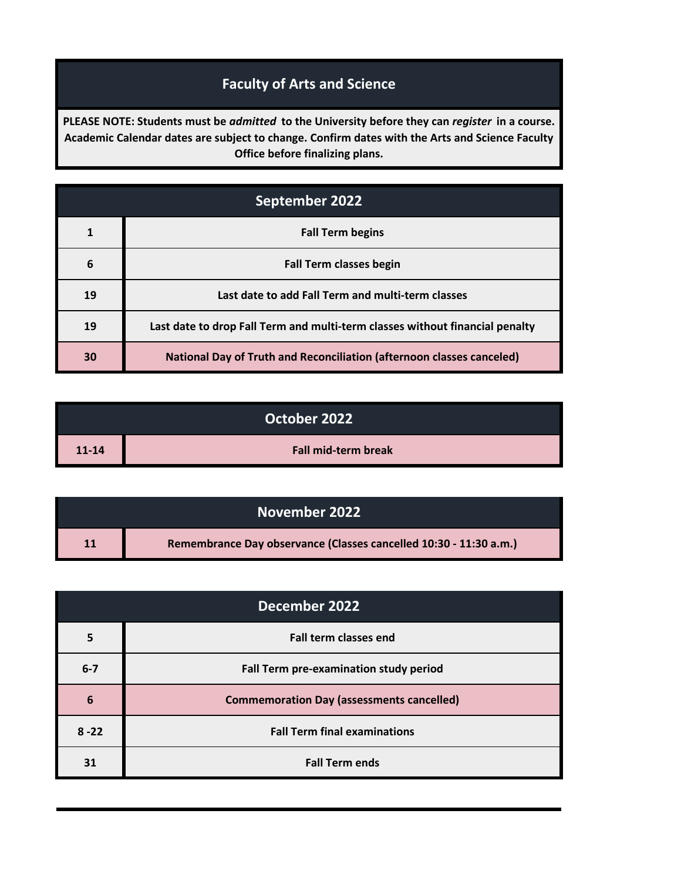# Faculty of Arts and Science

**PLEASE NOTE: Students must be *admitted* to the University before they can *register* in a course. Academic Calendar dates are subject to change. Confirm dates with the Arts and Science Faculty Office before finalizing plans.**

| September 2022 | |
|---|---|
| 1 | Fall Term begins |
| 6 | Fall Term classes begin |
| 19 | Last date to add Fall Term and multi-term classes |
| 19 | Last date to drop Fall Term and multi-term classes without financial penalty |
| 30 | National Day of Truth and Reconciliation (afternoon classes canceled) |

| October 2022 | |
|---|---|
| 11-14 | Fall mid-term break |

| November 2022 | |
|---|---|
| 11 | Remembrance Day observance (Classes cancelled 10:30 - 11:30 a.m.) |

| December 2022 | |
|---|---|
| 5 | Fall term classes end |
| 6-7 | Fall Term pre-examination study period |
| 6 | Commemoration Day (assessments cancelled) |
| 8 -22 | Fall Term final examinations |
| 31 | Fall Term ends |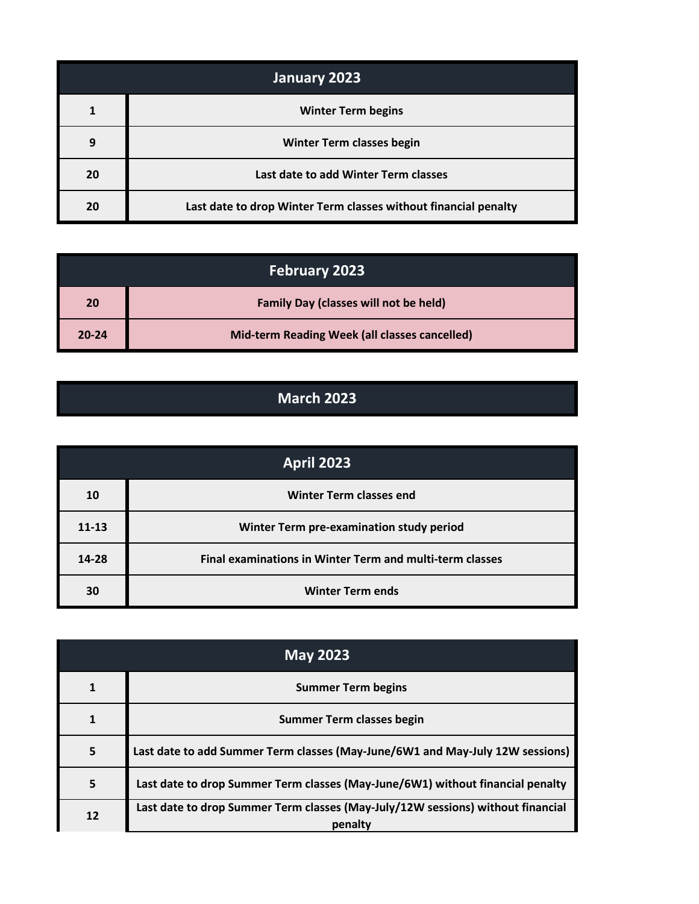| January 2023 | |
|---|---|
| 1 | Winter Term begins |
| 9 | Winter Term classes begin |
| 20 | Last date to add Winter Term classes |
| 20 | Last date to drop Winter Term classes without financial penalty |

| February 2023 | |
|---|---|
| 20 | Family Day (classes will not be held) |
| 20-24 | Mid-term Reading Week (all classes cancelled) |

| March 2023 |
|---|

| April 2023 | |
|---|---|
| 10 | Winter Term classes end |
| 11-13 | Winter Term pre-examination study period |
| 14-28 | Final examinations in Winter Term and multi-term classes |
| 30 | Winter Term ends |

| May 2023 | |
|---|---|
| 1 | Summer Term begins |
| 1 | Summer Term classes begin |
| 5 | Last date to add Summer Term classes (May-June/6W1 and May-July 12W sessions) |
| 5 | Last date to drop Summer Term classes (May-June/6W1) without financial penalty |
| 12 | Last date to drop Summer Term classes (May-July/12W sessions) without financial penalty |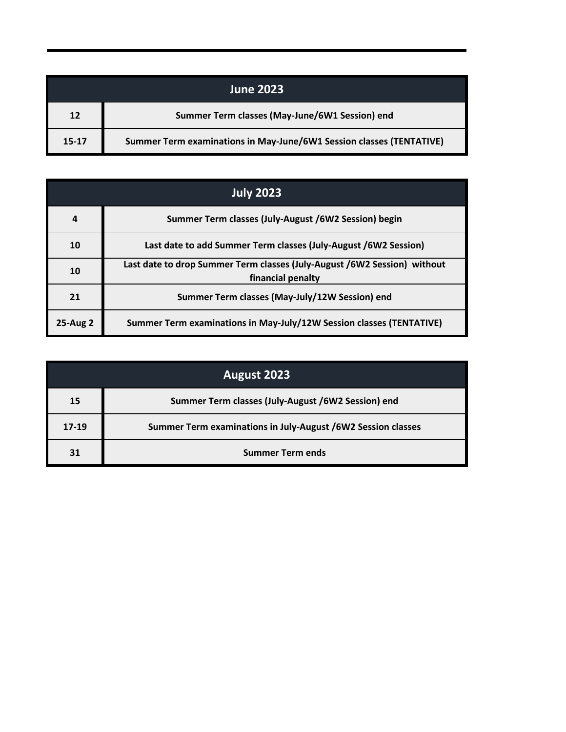| June 2023 | |
|---|---|
| 12 | Summer Term classes (May-June/6W1 Session) end |
| 15-17 | Summer Term examinations in May-June/6W1 Session classes (TENTATIVE) |

| July 2023 | |
|---|---|
| 4 | Summer Term classes (July-August /6W2 Session) begin |
| 10 | Last date to add Summer Term classes (July-August /6W2 Session) |
| 10 | Last date to drop Summer Term classes (July-August /6W2 Session) without financial penalty |
| 21 | Summer Term classes (May-July/12W Session) end |
| 25-Aug 2 | Summer Term examinations in May-July/12W Session classes (TENTATIVE) |

| August 2023 | |
|---|---|
| 15 | Summer Term classes (July-August /6W2 Session) end |
| 17-19 | Summer Term examinations in July-August /6W2 Session classes |
| 31 | Summer Term ends |